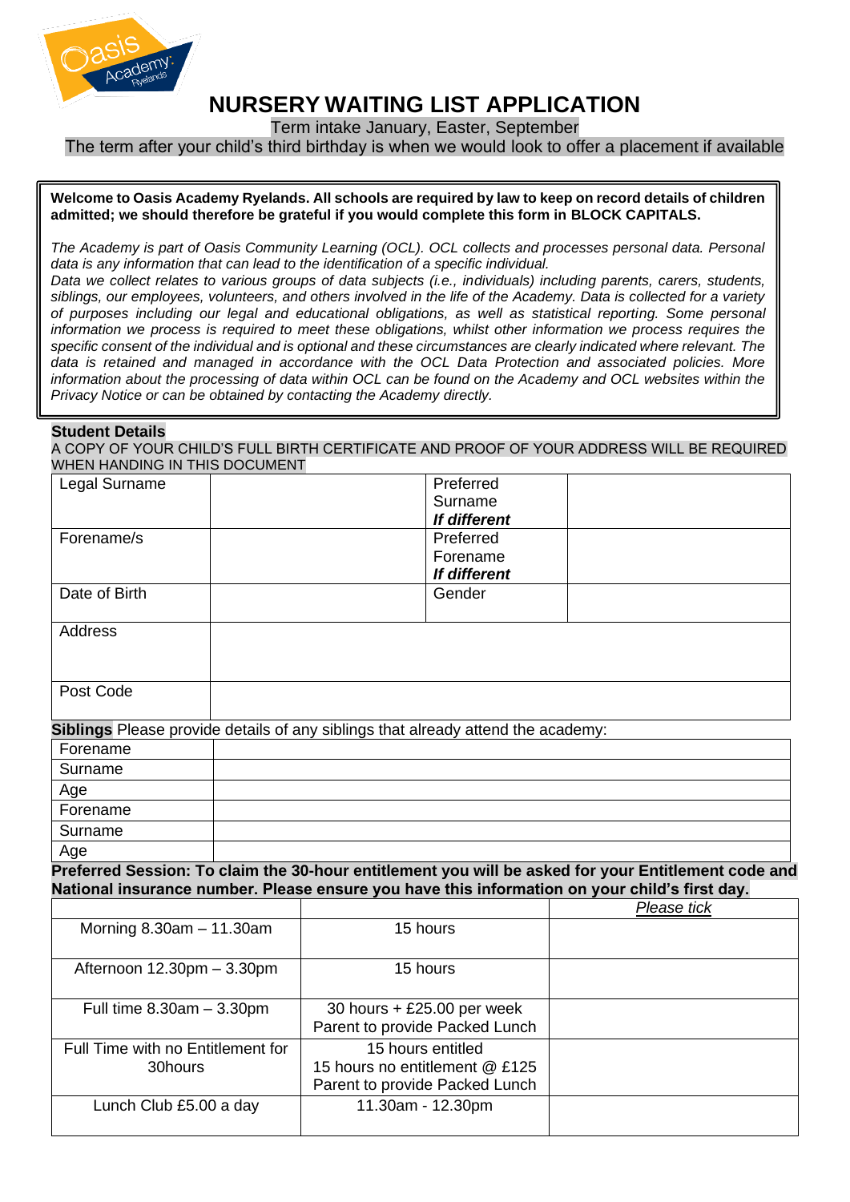# NURSERY WAITING LIST APPLICATION

Term intake January, Easter, September

The term after your child's third birthday is when we would look to offer a placement if available

**Welcome to Oasis Academy Ryelands. All schools are required by law to keep on record details of children admitted; we should therefore be grateful if you would complete this form in BLOCK CAPITALS.**

*The Academy is part of Oasis Community Learning (OCL). OCL collects and processes personal data. Personal data is any information that can lead to the identification of a specific individual.*
*Data we collect relates to various groups of data subjects (i.e., individuals) including parents, carers, students, siblings, our employees, volunteers, and others involved in the life of the Academy. Data is collected for a variety of purposes including our legal and educational obligations, as well as statistical reporting. Some personal information we process is required to meet these obligations, whilst other information we process requires the specific consent of the individual and is optional and these circumstances are clearly indicated where relevant. The data is retained and managed in accordance with the OCL Data Protection and associated policies. More information about the processing of data within OCL can be found on the Academy and OCL websites within the Privacy Notice or can be obtained by contacting the Academy directly.*

**Student Details**

A COPY OF YOUR CHILD'S FULL BIRTH CERTIFICATE AND PROOF OF YOUR ADDRESS WILL BE REQUIRED WHEN HANDING IN THIS DOCUMENT

| Legal Surname | | Preferred Surname ***If different*** | |
|---|---|---|---|
| Forename/s | | Preferred Forename ***If different*** | |
| Date of Birth | | Gender | |
| Address | | | |
| Post Code | | | |

**Siblings** Please provide details of any siblings that already attend the academy:

| Forename | |
|---|---|
| Surname | |
| Age | |
| Forename | |
| Surname | |
| Age | |

**Preferred Session: To claim the 30-hour entitlement you will be asked for your Entitlement code and National insurance number. Please ensure you have this information on your child's first day.**

| | | *Please tick* |
|---|---|---|
| Morning 8.30am – 11.30am | 15 hours | |
| Afternoon 12.30pm – 3.30pm | 15 hours | |
| Full time 8.30am – 3.30pm | 30 hours + £25.00 per week Parent to provide Packed Lunch | |
| Full Time with no Entitlement for 30hours | 15 hours entitled 15 hours no entitlement @ £125 Parent to provide Packed Lunch | |
| Lunch Club £5.00 a day | 11.30am - 12.30pm | |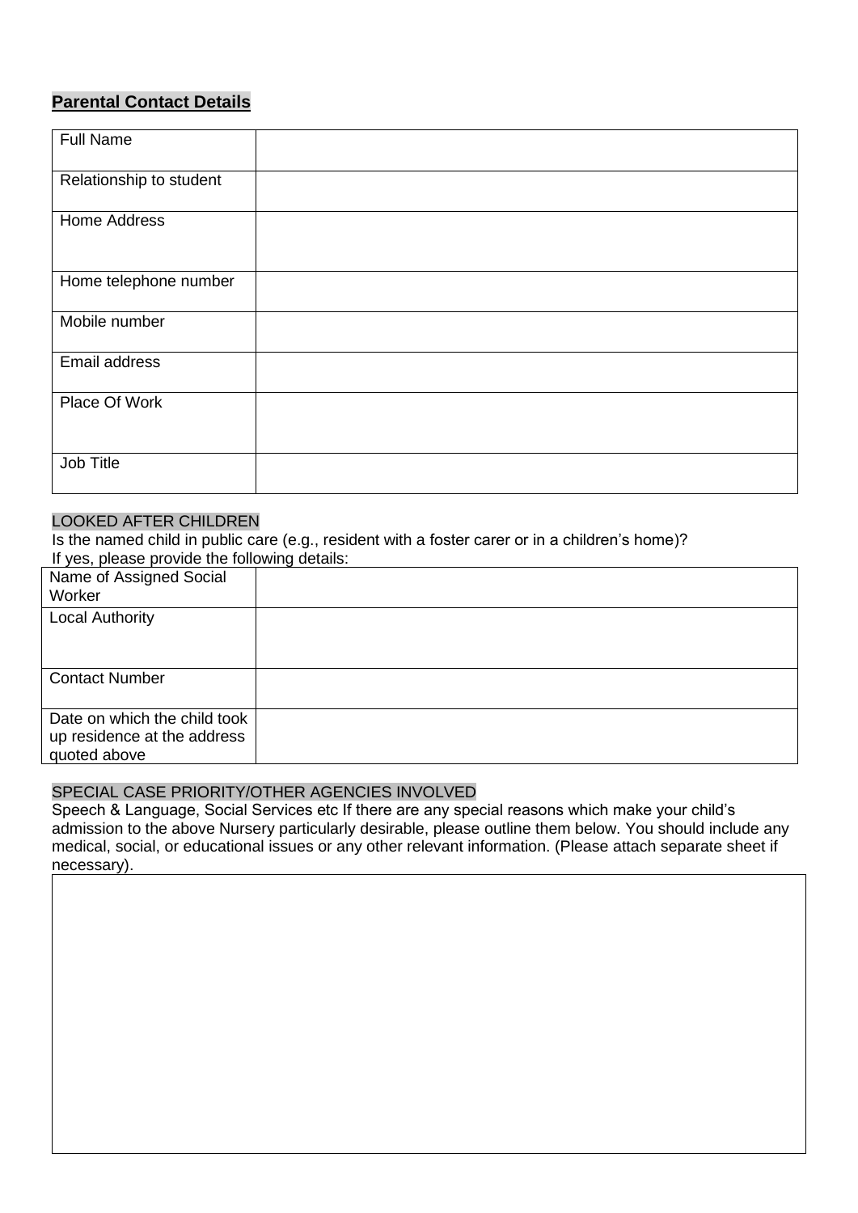**Parental Contact Details**

| Full Name | |
| --- | --- |
| Relationship to student | |
| Home Address | |
| Home telephone number | |
| Mobile number | |
| Email address | |
| Place Of Work | |
| Job Title | |

LOOKED AFTER CHILDREN

Is the named child in public care (e.g., resident with a foster carer or in a children's home)?
If yes, please provide the following details:

| Name of Assigned Social Worker | |
| --- | --- |
| Local Authority | |
| Contact Number | |
| Date on which the child took up residence at the address quoted above | |

SPECIAL CASE PRIORITY/OTHER AGENCIES INVOLVED

Speech & Language, Social Services etc If there are any special reasons which make your child's admission to the above Nursery particularly desirable, please outline them below. You should include any medical, social, or educational issues or any other relevant information. (Please attach separate sheet if necessary).

| |
| --- |
| |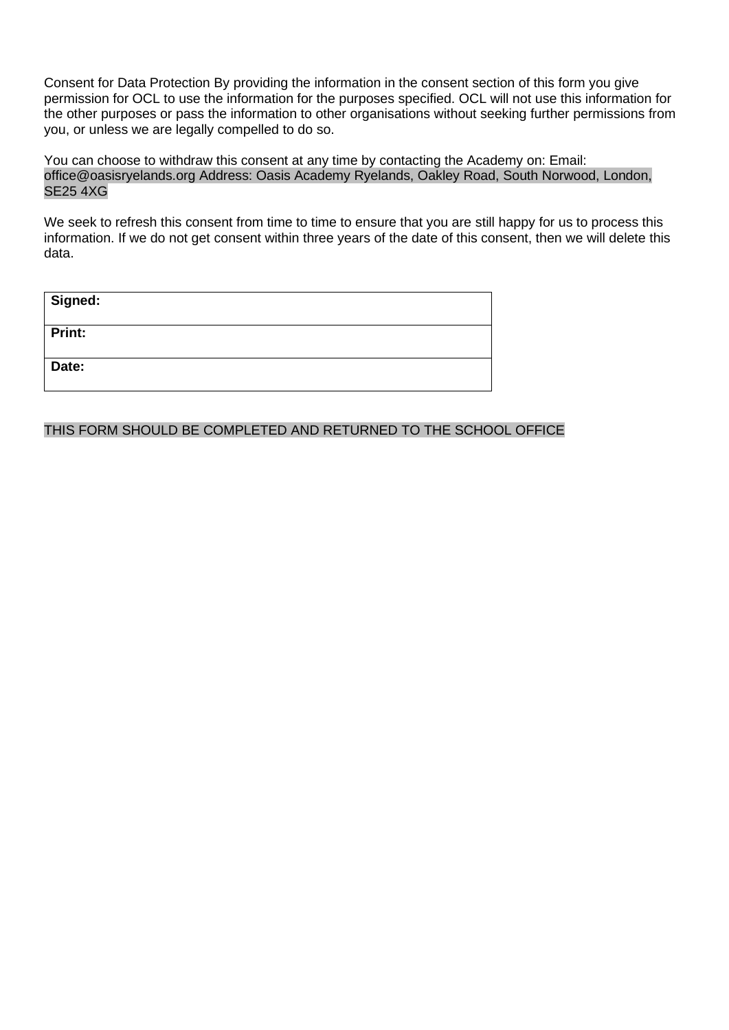Consent for Data Protection By providing the information in the consent section of this form you give permission for OCL to use the information for the purposes specified. OCL will not use this information for the other purposes or pass the information to other organisations without seeking further permissions from you, or unless we are legally compelled to do so.

You can choose to withdraw this consent at any time by contacting the Academy on: Email: office@oasisryelands.org Address: Oasis Academy Ryelands, Oakley Road, South Norwood, London, SE25 4XG

We seek to refresh this consent from time to time to ensure that you are still happy for us to process this information. If we do not get consent within three years of the date of this consent, then we will delete this data.

| |
|---|
| **Signed:** |
| **Print:** |
| **Date:** |

THIS FORM SHOULD BE COMPLETED AND RETURNED TO THE SCHOOL OFFICE